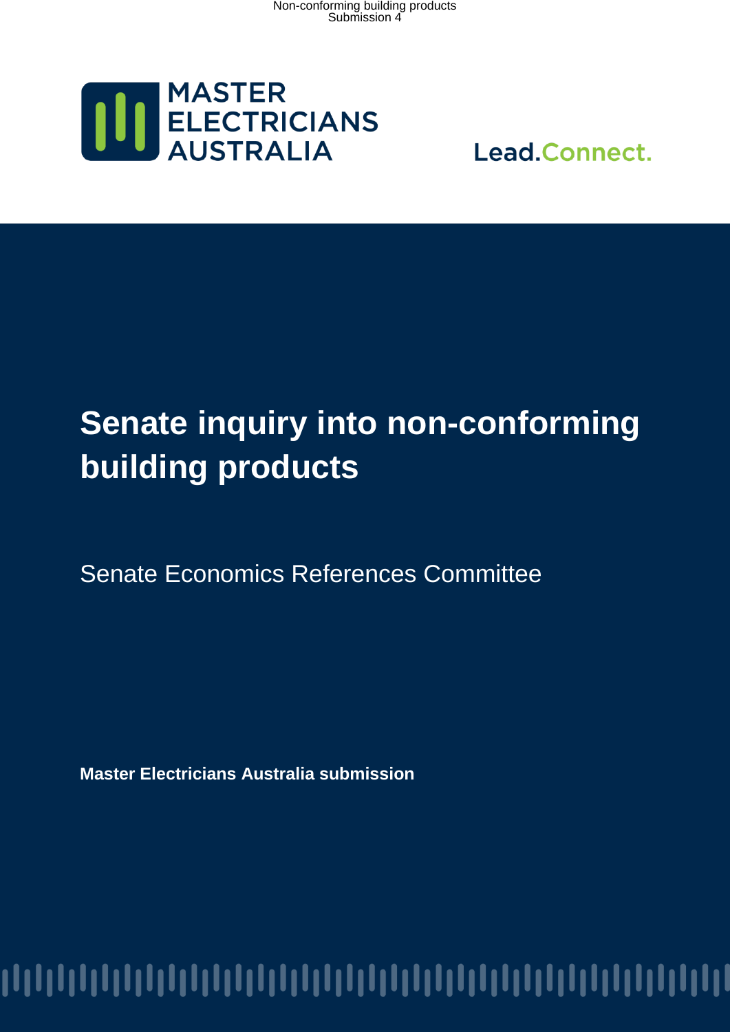MASTER ELECTRICIANS AUSTRALIA

Lead.Connect.

# Senate inquiry into non-conforming building products

Senate Economics References Committee

**Master Electricians Australia submission**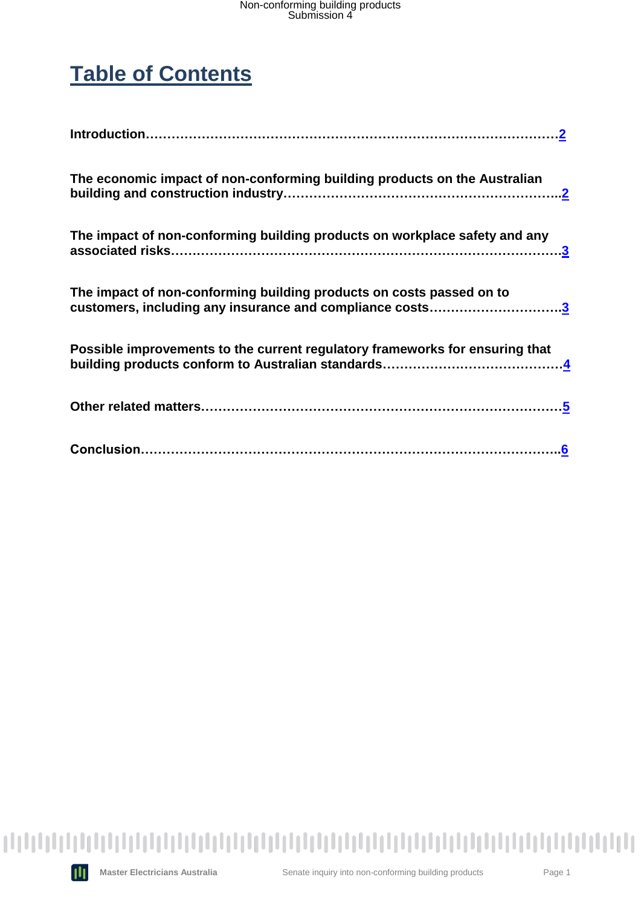# Table of Contents

**Introduction……………………………………………………………………………………2**

**The economic impact of non-conforming building products on the Australian building and construction industry………………………………………………………..2**

**The impact of non-conforming building products on workplace safety and any associated risks…………………………………………………………………………………3**

**The impact of non-conforming building products on costs passed on to customers, including any insurance and compliance costs…………………………..3**

**Possible improvements to the current regulatory frameworks for ensuring that building products conform to Australian standards……………………………………4**

**Other related matters…………………………………………………………………………5**

**Conclusion……………………………………………………………………………………..6**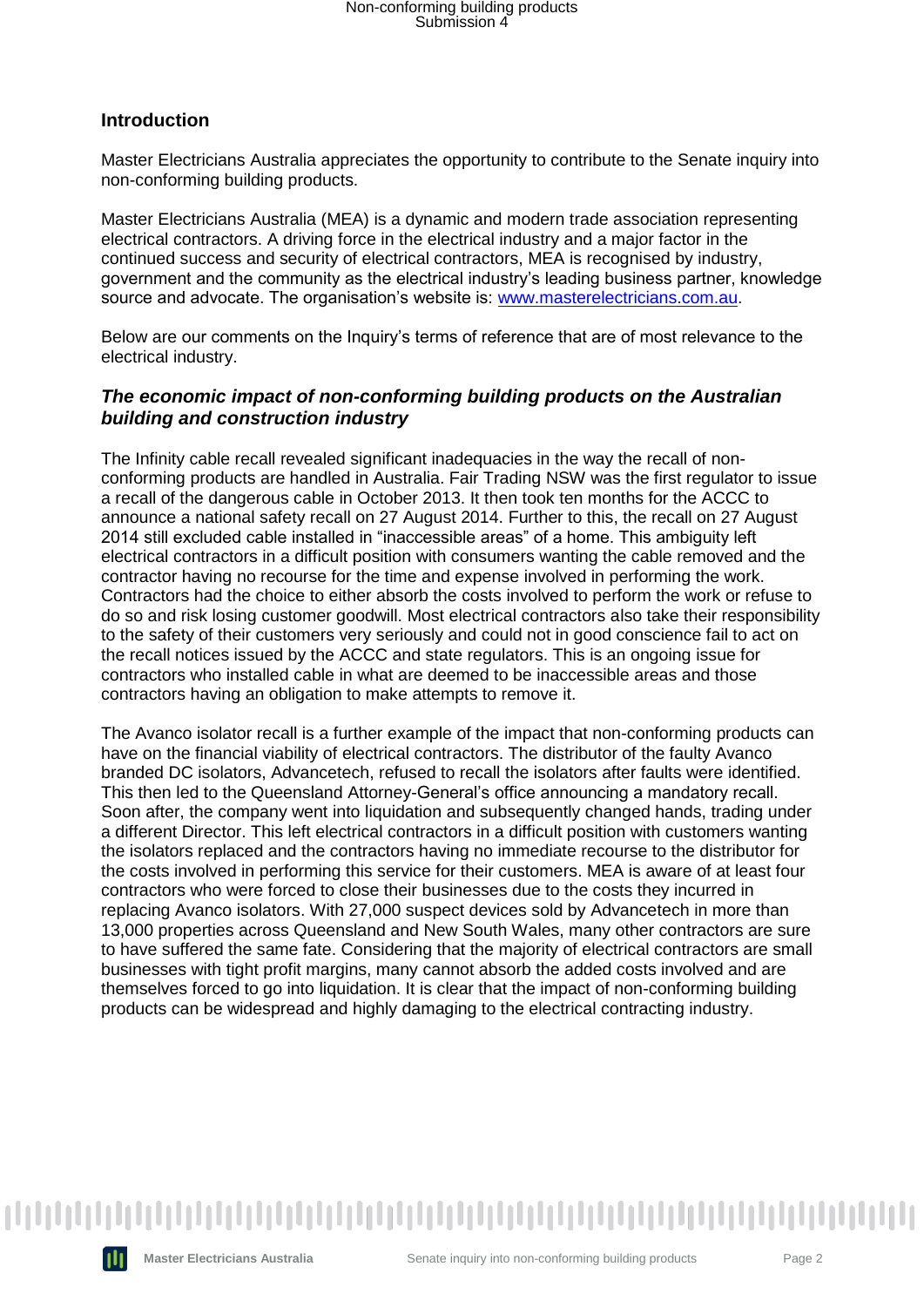## Introduction

Master Electricians Australia appreciates the opportunity to contribute to the Senate inquiry into non-conforming building products.

Master Electricians Australia (MEA) is a dynamic and modern trade association representing electrical contractors. A driving force in the electrical industry and a major factor in the continued success and security of electrical contractors, MEA is recognised by industry, government and the community as the electrical industry's leading business partner, knowledge source and advocate. The organisation's website is: [www.masterelectricians.com.au](http://www.masterelectricians.com.au).

Below are our comments on the Inquiry's terms of reference that are of most relevance to the electrical industry.

### *The economic impact of non-conforming building products on the Australian building and construction industry*

The Infinity cable recall revealed significant inadequacies in the way the recall of non-conforming products are handled in Australia. Fair Trading NSW was the first regulator to issue a recall of the dangerous cable in October 2013. It then took ten months for the ACCC to announce a national safety recall on 27 August 2014. Further to this, the recall on 27 August 2014 still excluded cable installed in "inaccessible areas" of a home. This ambiguity left electrical contractors in a difficult position with consumers wanting the cable removed and the contractor having no recourse for the time and expense involved in performing the work. Contractors had the choice to either absorb the costs involved to perform the work or refuse to do so and risk losing customer goodwill. Most electrical contractors also take their responsibility to the safety of their customers very seriously and could not in good conscience fail to act on the recall notices issued by the ACCC and state regulators. This is an ongoing issue for contractors who installed cable in what are deemed to be inaccessible areas and those contractors having an obligation to make attempts to remove it.

The Avanco isolator recall is a further example of the impact that non-conforming products can have on the financial viability of electrical contractors. The distributor of the faulty Avanco branded DC isolators, Advancetech, refused to recall the isolators after faults were identified. This then led to the Queensland Attorney-General's office announcing a mandatory recall. Soon after, the company went into liquidation and subsequently changed hands, trading under a different Director. This left electrical contractors in a difficult position with customers wanting the isolators replaced and the contractors having no immediate recourse to the distributor for the costs involved in performing this service for their customers. MEA is aware of at least four contractors who were forced to close their businesses due to the costs they incurred in replacing Avanco isolators. With 27,000 suspect devices sold by Advancetech in more than 13,000 properties across Queensland and New South Wales, many other contractors are sure to have suffered the same fate. Considering that the majority of electrical contractors are small businesses with tight profit margins, many cannot absorb the added costs involved and are themselves forced to go into liquidation. It is clear that the impact of non-conforming building products can be widespread and highly damaging to the electrical contracting industry.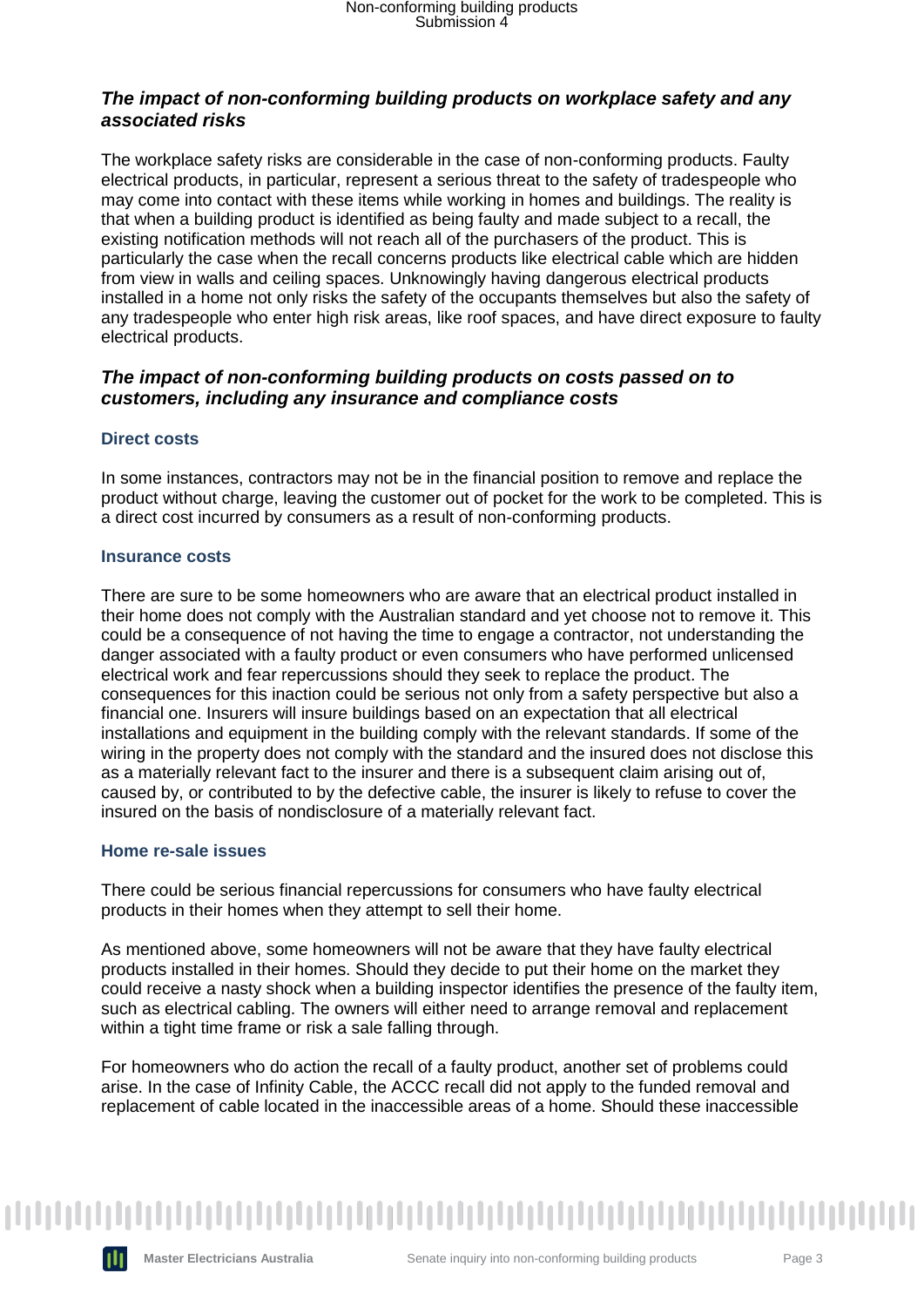## *The impact of non-conforming building products on workplace safety and any associated risks*

The workplace safety risks are considerable in the case of non-conforming products. Faulty electrical products, in particular, represent a serious threat to the safety of tradespeople who may come into contact with these items while working in homes and buildings. The reality is that when a building product is identified as being faulty and made subject to a recall, the existing notification methods will not reach all of the purchasers of the product. This is particularly the case when the recall concerns products like electrical cable which are hidden from view in walls and ceiling spaces. Unknowingly having dangerous electrical products installed in a home not only risks the safety of the occupants themselves but also the safety of any tradespeople who enter high risk areas, like roof spaces, and have direct exposure to faulty electrical products.

## *The impact of non-conforming building products on costs passed on to customers, including any insurance and compliance costs*

### Direct costs

In some instances, contractors may not be in the financial position to remove and replace the product without charge, leaving the customer out of pocket for the work to be completed. This is a direct cost incurred by consumers as a result of non-conforming products.

### Insurance costs

There are sure to be some homeowners who are aware that an electrical product installed in their home does not comply with the Australian standard and yet choose not to remove it. This could be a consequence of not having the time to engage a contractor, not understanding the danger associated with a faulty product or even consumers who have performed unlicensed electrical work and fear repercussions should they seek to replace the product. The consequences for this inaction could be serious not only from a safety perspective but also a financial one. Insurers will insure buildings based on an expectation that all electrical installations and equipment in the building comply with the relevant standards. If some of the wiring in the property does not comply with the standard and the insured does not disclose this as a materially relevant fact to the insurer and there is a subsequent claim arising out of, caused by, or contributed to by the defective cable, the insurer is likely to refuse to cover the insured on the basis of nondisclosure of a materially relevant fact.

### Home re-sale issues

There could be serious financial repercussions for consumers who have faulty electrical products in their homes when they attempt to sell their home.

As mentioned above, some homeowners will not be aware that they have faulty electrical products installed in their homes. Should they decide to put their home on the market they could receive a nasty shock when a building inspector identifies the presence of the faulty item, such as electrical cabling. The owners will either need to arrange removal and replacement within a tight time frame or risk a sale falling through.

For homeowners who do action the recall of a faulty product, another set of problems could arise. In the case of Infinity Cable, the ACCC recall did not apply to the funded removal and replacement of cable located in the inaccessible areas of a home. Should these inaccessible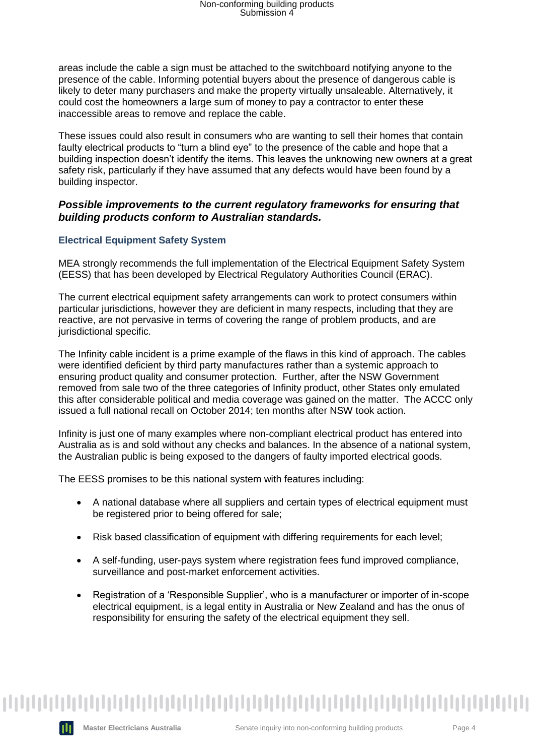areas include the cable a sign must be attached to the switchboard notifying anyone to the presence of the cable. Informing potential buyers about the presence of dangerous cable is likely to deter many purchasers and make the property virtually unsaleable. Alternatively, it could cost the homeowners a large sum of money to pay a contractor to enter these inaccessible areas to remove and replace the cable.

These issues could also result in consumers who are wanting to sell their homes that contain faulty electrical products to "turn a blind eye" to the presence of the cable and hope that a building inspection doesn't identify the items. This leaves the unknowing new owners at a great safety risk, particularly if they have assumed that any defects would have been found by a building inspector.

### ***Possible improvements to the current regulatory frameworks for ensuring that building products conform to Australian standards.***

#### Electrical Equipment Safety System

MEA strongly recommends the full implementation of the Electrical Equipment Safety System (EESS) that has been developed by Electrical Regulatory Authorities Council (ERAC).

The current electrical equipment safety arrangements can work to protect consumers within particular jurisdictions, however they are deficient in many respects, including that they are reactive, are not pervasive in terms of covering the range of problem products, and are jurisdictional specific.

The Infinity cable incident is a prime example of the flaws in this kind of approach. The cables were identified deficient by third party manufactures rather than a systemic approach to ensuring product quality and consumer protection. Further, after the NSW Government removed from sale two of the three categories of Infinity product, other States only emulated this after considerable political and media coverage was gained on the matter. The ACCC only issued a full national recall on October 2014; ten months after NSW took action.

Infinity is just one of many examples where non-compliant electrical product has entered into Australia as is and sold without any checks and balances. In the absence of a national system, the Australian public is being exposed to the dangers of faulty imported electrical goods.

The EESS promises to be this national system with features including:

- A national database where all suppliers and certain types of electrical equipment must be registered prior to being offered for sale;
- Risk based classification of equipment with differing requirements for each level;
- A self-funding, user-pays system where registration fees fund improved compliance, surveillance and post-market enforcement activities.
- Registration of a 'Responsible Supplier', who is a manufacturer or importer of in-scope electrical equipment, is a legal entity in Australia or New Zealand and has the onus of responsibility for ensuring the safety of the electrical equipment they sell.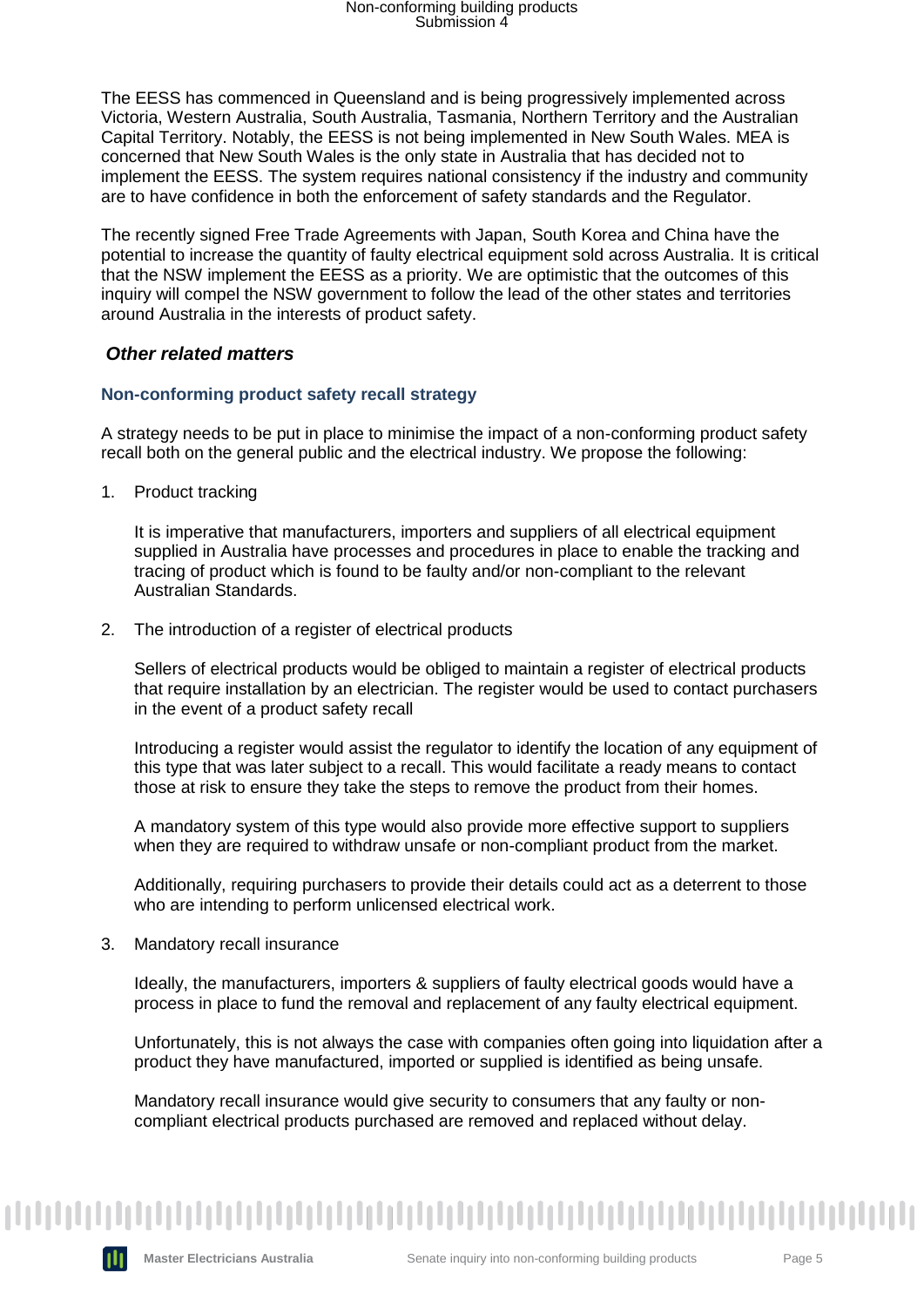The EESS has commenced in Queensland and is being progressively implemented across Victoria, Western Australia, South Australia, Tasmania, Northern Territory and the Australian Capital Territory. Notably, the EESS is not being implemented in New South Wales. MEA is concerned that New South Wales is the only state in Australia that has decided not to implement the EESS. The system requires national consistency if the industry and community are to have confidence in both the enforcement of safety standards and the Regulator.

The recently signed Free Trade Agreements with Japan, South Korea and China have the potential to increase the quantity of faulty electrical equipment sold across Australia. It is critical that the NSW implement the EESS as a priority. We are optimistic that the outcomes of this inquiry will compel the NSW government to follow the lead of the other states and territories around Australia in the interests of product safety.

### *Other related matters*

#### Non-conforming product safety recall strategy

A strategy needs to be put in place to minimise the impact of a non-conforming product safety recall both on the general public and the electrical industry. We propose the following:

1. Product tracking

   It is imperative that manufacturers, importers and suppliers of all electrical equipment supplied in Australia have processes and procedures in place to enable the tracking and tracing of product which is found to be faulty and/or non-compliant to the relevant Australian Standards.

2. The introduction of a register of electrical products

   Sellers of electrical products would be obliged to maintain a register of electrical products that require installation by an electrician. The register would be used to contact purchasers in the event of a product safety recall

   Introducing a register would assist the regulator to identify the location of any equipment of this type that was later subject to a recall. This would facilitate a ready means to contact those at risk to ensure they take the steps to remove the product from their homes.

   A mandatory system of this type would also provide more effective support to suppliers when they are required to withdraw unsafe or non-compliant product from the market.

   Additionally, requiring purchasers to provide their details could act as a deterrent to those who are intending to perform unlicensed electrical work.

3. Mandatory recall insurance

   Ideally, the manufacturers, importers & suppliers of faulty electrical goods would have a process in place to fund the removal and replacement of any faulty electrical equipment.

   Unfortunately, this is not always the case with companies often going into liquidation after a product they have manufactured, imported or supplied is identified as being unsafe.

   Mandatory recall insurance would give security to consumers that any faulty or non-compliant electrical products purchased are removed and replaced without delay.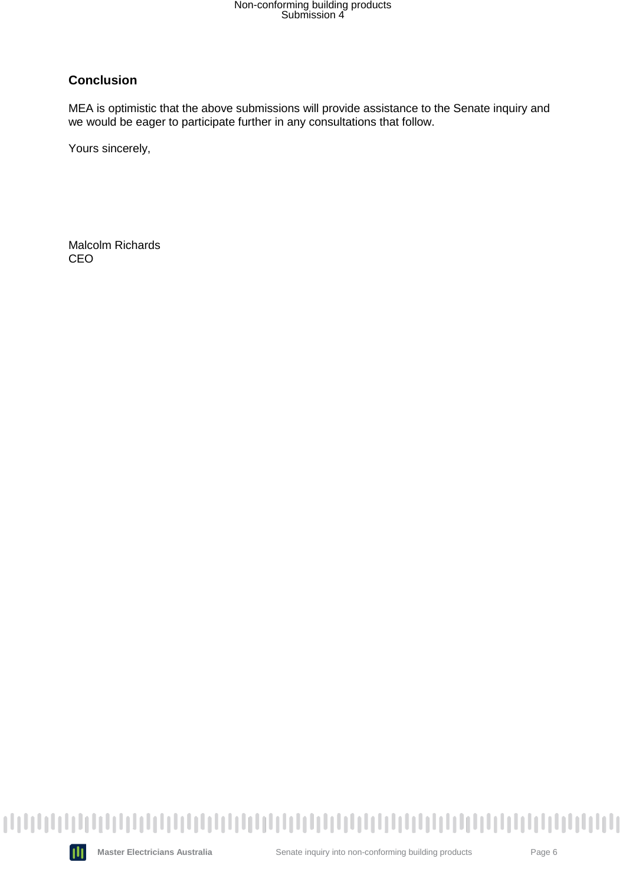## Conclusion

MEA is optimistic that the above submissions will provide assistance to the Senate inquiry and we would be eager to participate further in any consultations that follow.

Yours sincerely,

Malcolm Richards
CEO